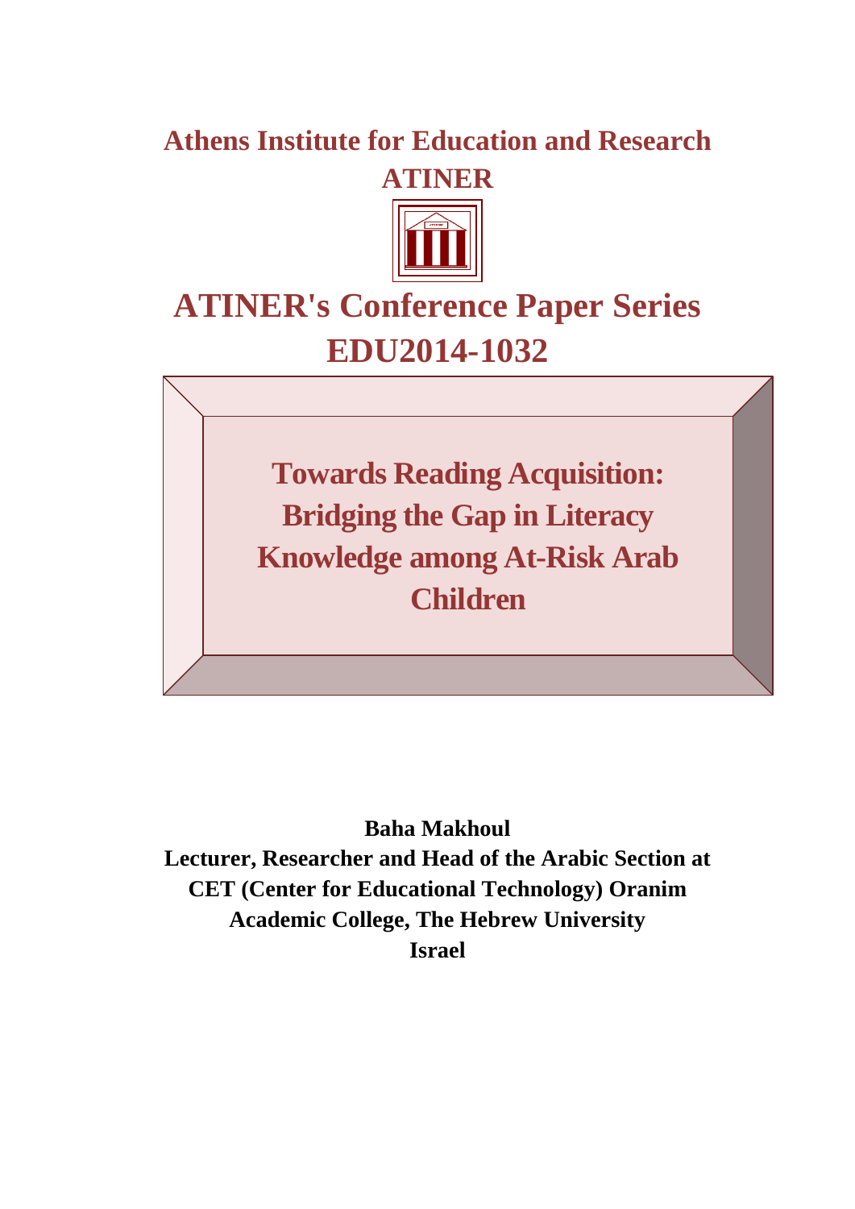**Athens Institute for Education and Research**
**ATINER**

# ATINER's Conference Paper Series
# EDU2014-1032

## Towards Reading Acquisition: Bridging the Gap in Literacy Knowledge among At-Risk Arab Children

**Baha Makhoul**
**Lecturer, Researcher and Head of the Arabic Section at CET (Center for Educational Technology) Oranim Academic College, The Hebrew University**
**Israel**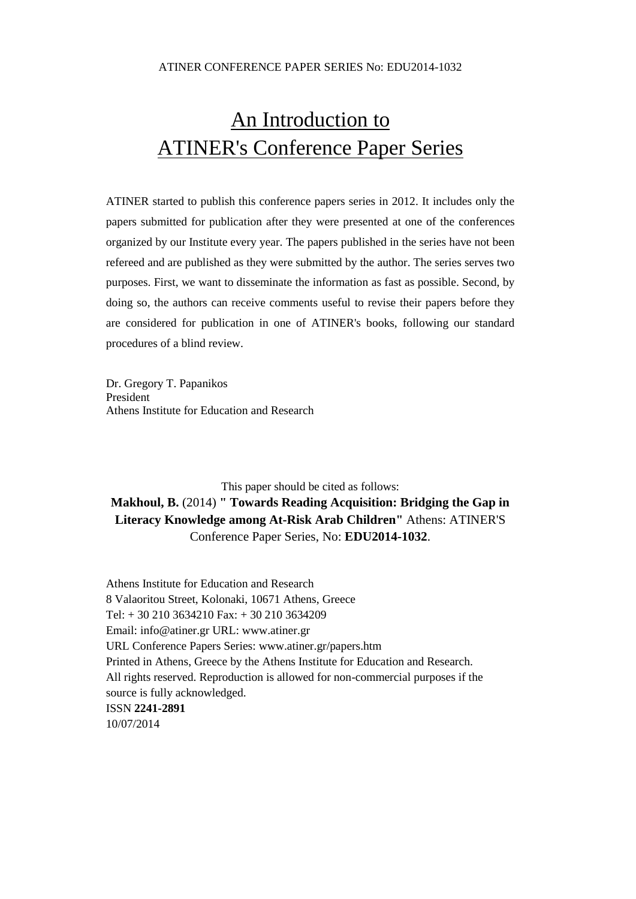# An Introduction to ATINER's Conference Paper Series

ATINER started to publish this conference papers series in 2012. It includes only the papers submitted for publication after they were presented at one of the conferences organized by our Institute every year. The papers published in the series have not been refereed and are published as they were submitted by the author. The series serves two purposes. First, we want to disseminate the information as fast as possible. Second, by doing so, the authors can receive comments useful to revise their papers before they are considered for publication in one of ATINER's books, following our standard procedures of a blind review.

Dr. Gregory T. Papanikos
President
Athens Institute for Education and Research

This paper should be cited as follows:

**Makhoul, B.** (2014) **" Towards Reading Acquisition: Bridging the Gap in Literacy Knowledge among At-Risk Arab Children"** Athens: ATINER'S Conference Paper Series, No: **EDU2014-1032**.

Athens Institute for Education and Research
8 Valaoritou Street, Kolonaki, 10671 Athens, Greece
Tel: + 30 210 3634210 Fax: + 30 210 3634209
Email: info@atiner.gr URL: www.atiner.gr
URL Conference Papers Series: www.atiner.gr/papers.htm
Printed in Athens, Greece by the Athens Institute for Education and Research.
All rights reserved. Reproduction is allowed for non-commercial purposes if the source is fully acknowledged.
ISSN **2241-2891**
10/07/2014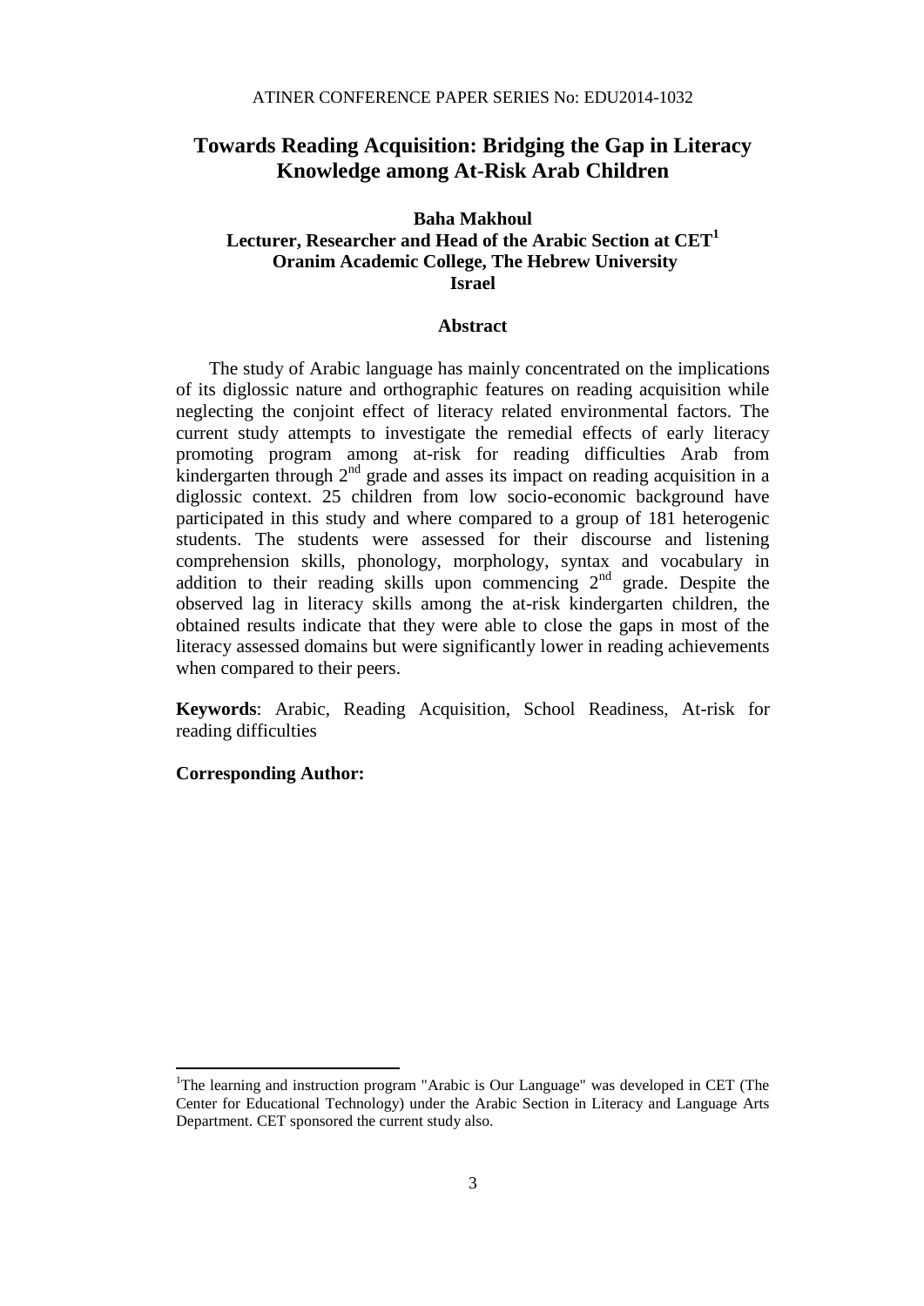# Towards Reading Acquisition: Bridging the Gap in Literacy Knowledge among At-Risk Arab Children

**Baha Makhoul**
**Lecturer, Researcher and Head of the Arabic Section at CET[1]**
**Oranim Academic College, The Hebrew University**
**Israel**

## Abstract

The study of Arabic language has mainly concentrated on the implications of its diglossic nature and orthographic features on reading acquisition while neglecting the conjoint effect of literacy related environmental factors. The current study attempts to investigate the remedial effects of early literacy promoting program among at-risk for reading difficulties Arab from kindergarten through 2nd grade and asses its impact on reading acquisition in a diglossic context. 25 children from low socio-economic background have participated in this study and where compared to a group of 181 heterogenic students. The students were assessed for their discourse and listening comprehension skills, phonology, morphology, syntax and vocabulary in addition to their reading skills upon commencing 2nd grade. Despite the observed lag in literacy skills among the at-risk kindergarten children, the obtained results indicate that they were able to close the gaps in most of the literacy assessed domains but were significantly lower in reading achievements when compared to their peers.

**Keywords**: Arabic, Reading Acquisition, School Readiness, At-risk for reading difficulties

**Corresponding Author:**

---

[1]The learning and instruction program "Arabic is Our Language" was developed in CET (The Center for Educational Technology) under the Arabic Section in Literacy and Language Arts Department. CET sponsored the current study also.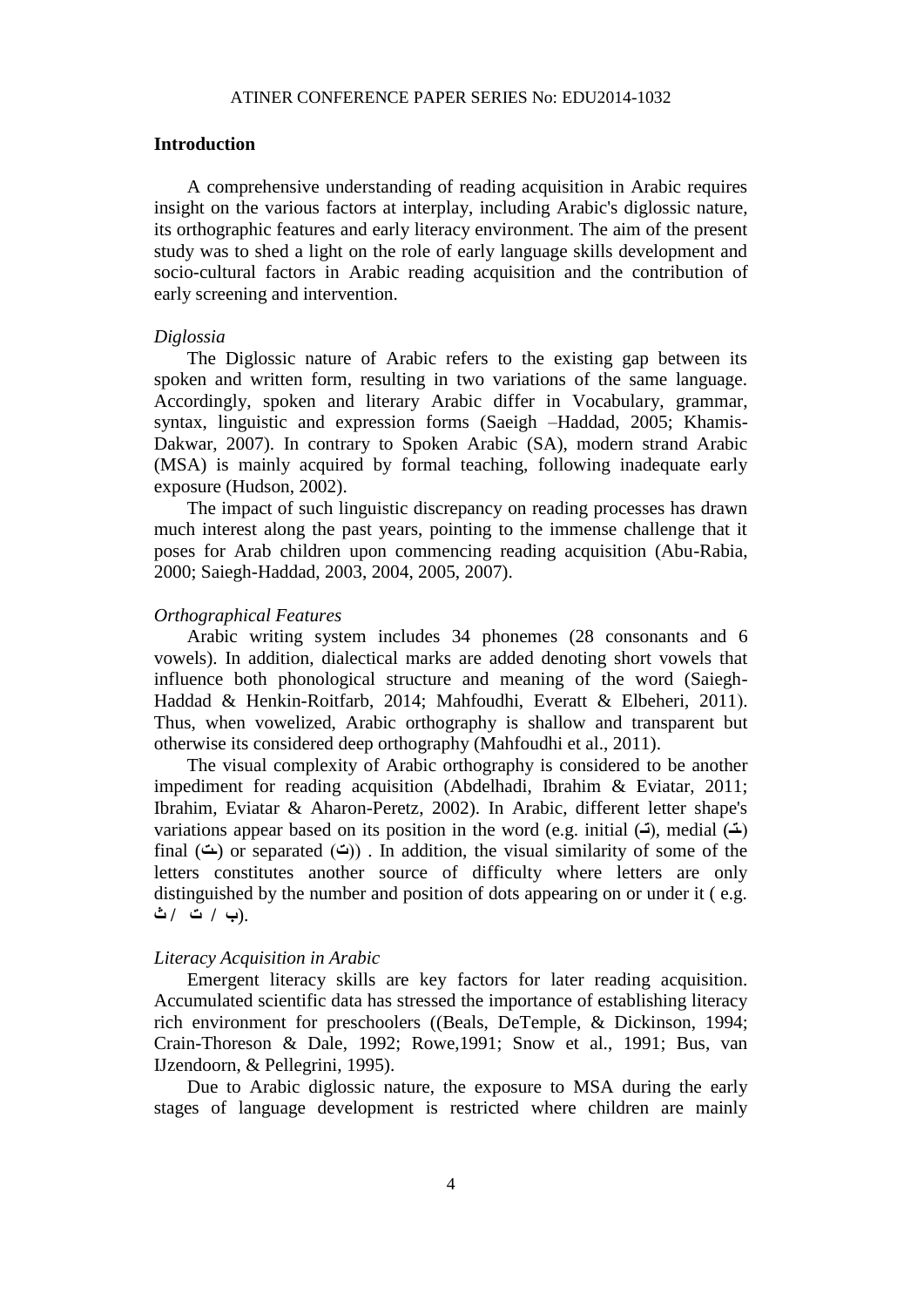## Introduction

A comprehensive understanding of reading acquisition in Arabic requires insight on the various factors at interplay, including Arabic's diglossic nature, its orthographic features and early literacy environment. The aim of the present study was to shed a light on the role of early language skills development and socio-cultural factors in Arabic reading acquisition and the contribution of early screening and intervention.

### *Diglossia*

The Diglossic nature of Arabic refers to the existing gap between its spoken and written form, resulting in two variations of the same language. Accordingly, spoken and literary Arabic differ in Vocabulary, grammar, syntax, linguistic and expression forms (Saeigh –Haddad, 2005; Khamis-Dakwar, 2007). In contrary to Spoken Arabic (SA), modern strand Arabic (MSA) is mainly acquired by formal teaching, following inadequate early exposure (Hudson, 2002).

The impact of such linguistic discrepancy on reading processes has drawn much interest along the past years, pointing to the immense challenge that it poses for Arab children upon commencing reading acquisition (Abu-Rabia, 2000; Saiegh-Haddad, 2003, 2004, 2005, 2007).

### *Orthographical Features*

Arabic writing system includes 34 phonemes (28 consonants and 6 vowels). In addition, dialectical marks are added denoting short vowels that influence both phonological structure and meaning of the word (Saiegh-Haddad & Henkin-Roitfarb, 2014; Mahfoudhi, Everatt & Elbeheri, 2011). Thus, when vowelized, Arabic orthography is shallow and transparent but otherwise its considered deep orthography (Mahfoudhi et al., 2011).

The visual complexity of Arabic orthography is considered to be another impediment for reading acquisition (Abdelhadi, Ibrahim & Eviatar, 2011; Ibrahim, Eviatar & Aharon-Peretz, 2002). In Arabic, different letter shape's variations appear based on its position in the word (e.g. initial (تـ), medial (ـتـ) final (ـت) or separated (ت)) . In addition, the visual similarity of some of the letters constitutes another source of difficulty where letters are only distinguished by the number and position of dots appearing on or under it ( e.g. ب / ت / ث).

### *Literacy Acquisition in Arabic*

Emergent literacy skills are key factors for later reading acquisition. Accumulated scientific data has stressed the importance of establishing literacy rich environment for preschoolers ((Beals, DeTemple, & Dickinson, 1994; Crain-Thoreson & Dale, 1992; Rowe,1991; Snow et al., 1991; Bus, van IJzendoorn, & Pellegrini, 1995).

Due to Arabic diglossic nature, the exposure to MSA during the early stages of language development is restricted where children are mainly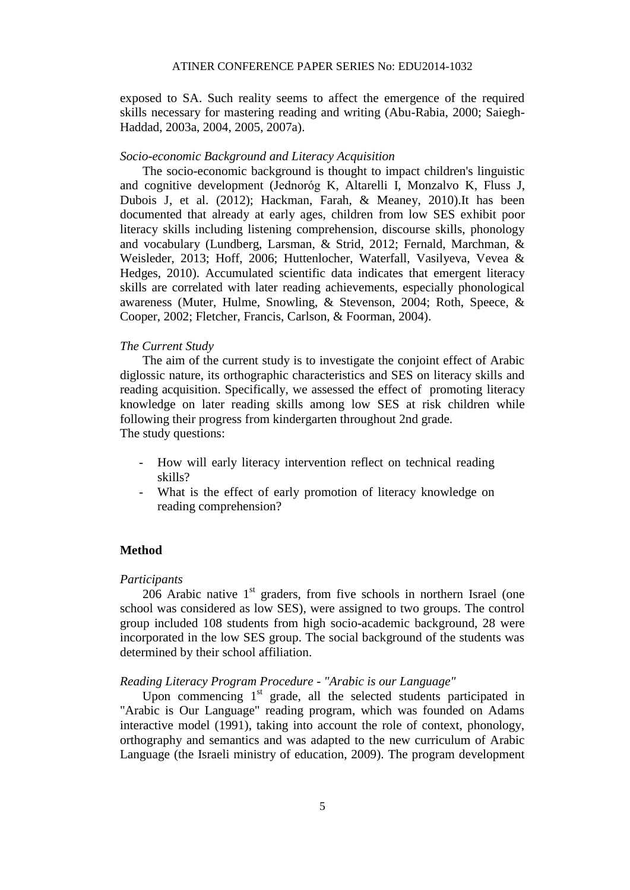exposed to SA. Such reality seems to affect the emergence of the required skills necessary for mastering reading and writing (Abu-Rabia, 2000; Saiegh-Haddad, 2003a, 2004, 2005, 2007a).

*Socio-economic Background and Literacy Acquisition*

The socio-economic background is thought to impact children's linguistic and cognitive development (Jednoróg K, Altarelli I, Monzalvo K, Fluss J, Dubois J, et al. (2012); Hackman, Farah, & Meaney, 2010).It has been documented that already at early ages, children from low SES exhibit poor literacy skills including listening comprehension, discourse skills, phonology and vocabulary (Lundberg, Larsman, & Strid, 2012; Fernald, Marchman, & Weisleder, 2013; Hoff, 2006; Huttenlocher, Waterfall, Vasilyeva, Vevea & Hedges, 2010). Accumulated scientific data indicates that emergent literacy skills are correlated with later reading achievements, especially phonological awareness (Muter, Hulme, Snowling, & Stevenson, 2004; Roth, Speece, & Cooper, 2002; Fletcher, Francis, Carlson, & Foorman, 2004).

*The Current Study*

The aim of the current study is to investigate the conjoint effect of Arabic diglossic nature, its orthographic characteristics and SES on literacy skills and reading acquisition. Specifically, we assessed the effect of promoting literacy knowledge on later reading skills among low SES at risk children while following their progress from kindergarten throughout 2nd grade.
The study questions:

- How will early literacy intervention reflect on technical reading skills?
- What is the effect of early promotion of literacy knowledge on reading comprehension?

## Method

*Participants*

206 Arabic native 1st graders, from five schools in northern Israel (one school was considered as low SES), were assigned to two groups. The control group included 108 students from high socio-academic background, 28 were incorporated in the low SES group. The social background of the students was determined by their school affiliation.

*Reading Literacy Program Procedure - "Arabic is our Language"*

Upon commencing 1st grade, all the selected students participated in "Arabic is Our Language" reading program, which was founded on Adams interactive model (1991), taking into account the role of context, phonology, orthography and semantics and was adapted to the new curriculum of Arabic Language (the Israeli ministry of education, 2009). The program development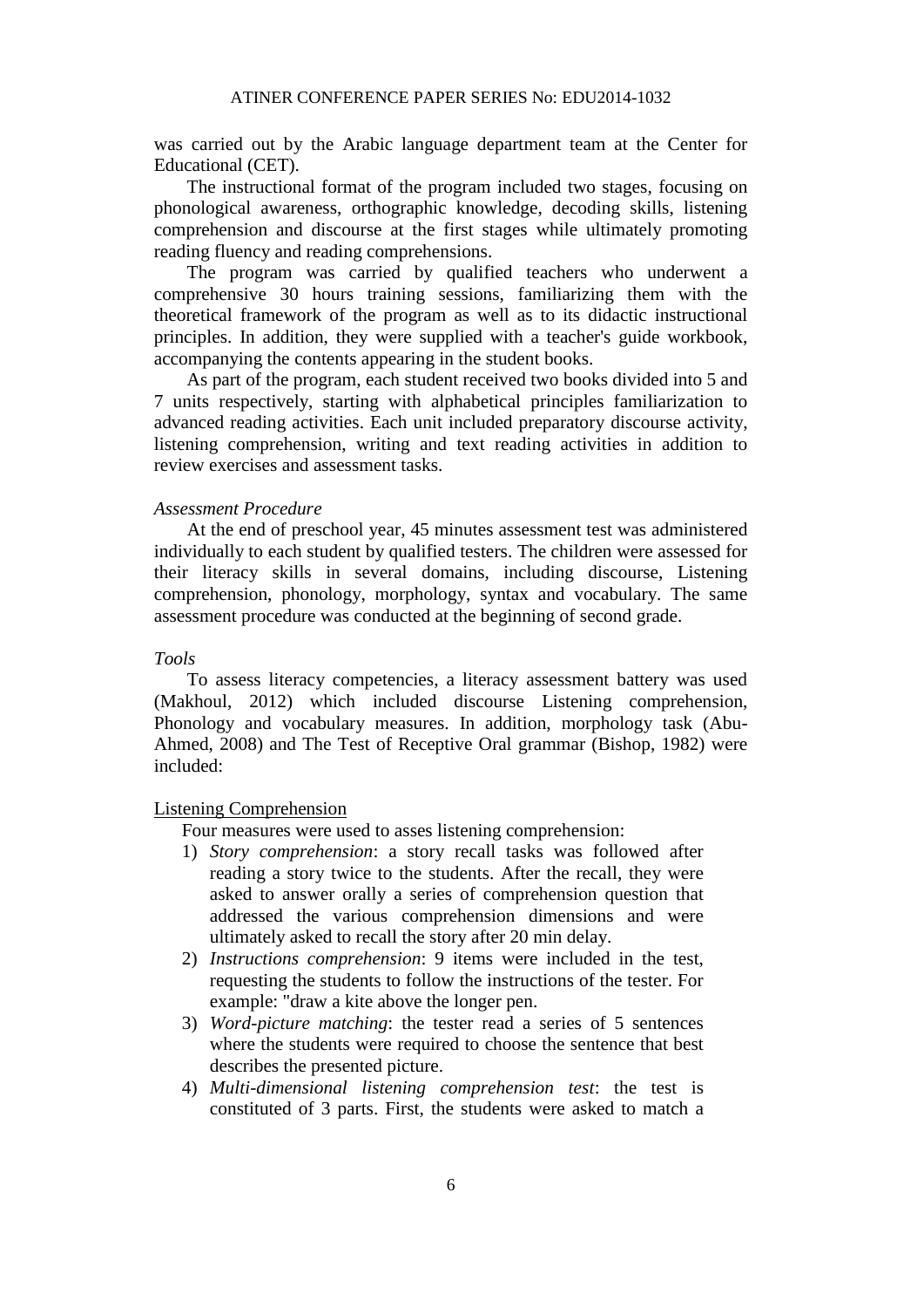was carried out by the Arabic language department team at the Center for Educational (CET).

The instructional format of the program included two stages, focusing on phonological awareness, orthographic knowledge, decoding skills, listening comprehension and discourse at the first stages while ultimately promoting reading fluency and reading comprehensions.

The program was carried by qualified teachers who underwent a comprehensive 30 hours training sessions, familiarizing them with the theoretical framework of the program as well as to its didactic instructional principles. In addition, they were supplied with a teacher's guide workbook, accompanying the contents appearing in the student books.

As part of the program, each student received two books divided into 5 and 7 units respectively, starting with alphabetical principles familiarization to advanced reading activities. Each unit included preparatory discourse activity, listening comprehension, writing and text reading activities in addition to review exercises and assessment tasks.

*Assessment Procedure*

At the end of preschool year, 45 minutes assessment test was administered individually to each student by qualified testers. The children were assessed for their literacy skills in several domains, including discourse, Listening comprehension, phonology, morphology, syntax and vocabulary. The same assessment procedure was conducted at the beginning of second grade.

*Tools*

To assess literacy competencies, a literacy assessment battery was used (Makhoul, 2012) which included discourse Listening comprehension, Phonology and vocabulary measures. In addition, morphology task (Abu-Ahmed, 2008) and The Test of Receptive Oral grammar (Bishop, 1982) were included:

<u>Listening Comprehension</u>

Four measures were used to asses listening comprehension:

1) *Story comprehension*: a story recall tasks was followed after reading a story twice to the students. After the recall, they were asked to answer orally a series of comprehension question that addressed the various comprehension dimensions and were ultimately asked to recall the story after 20 min delay.
2) *Instructions comprehension*: 9 items were included in the test, requesting the students to follow the instructions of the tester. For example: "draw a kite above the longer pen.
3) *Word-picture matching*: the tester read a series of 5 sentences where the students were required to choose the sentence that best describes the presented picture.
4) *Multi-dimensional listening comprehension test*: the test is constituted of 3 parts. First, the students were asked to match a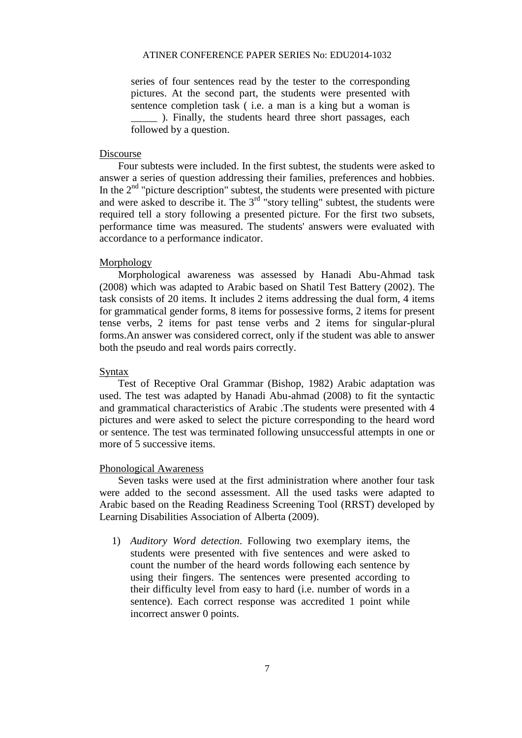series of four sentences read by the tester to the corresponding pictures. At the second part, the students were presented with sentence completion task ( i.e. a man is a king but a woman is _____ ). Finally, the students heard three short passages, each followed by a question.

Discourse

Four subtests were included. In the first subtest, the students were asked to answer a series of question addressing their families, preferences and hobbies. In the 2nd "picture description" subtest, the students were presented with picture and were asked to describe it. The 3rd "story telling" subtest, the students were required tell a story following a presented picture. For the first two subsets, performance time was measured. The students' answers were evaluated with accordance to a performance indicator.

Morphology

Morphological awareness was assessed by Hanadi Abu-Ahmad task (2008) which was adapted to Arabic based on Shatil Test Battery (2002). The task consists of 20 items. It includes 2 items addressing the dual form, 4 items for grammatical gender forms, 8 items for possessive forms, 2 items for present tense verbs, 2 items for past tense verbs and 2 items for singular-plural forms.An answer was considered correct, only if the student was able to answer both the pseudo and real words pairs correctly.

Syntax

Test of Receptive Oral Grammar (Bishop, 1982) Arabic adaptation was used. The test was adapted by Hanadi Abu-ahmad (2008) to fit the syntactic and grammatical characteristics of Arabic .The students were presented with 4 pictures and were asked to select the picture corresponding to the heard word or sentence. The test was terminated following unsuccessful attempts in one or more of 5 successive items.

Phonological Awareness

Seven tasks were used at the first administration where another four task were added to the second assessment. All the used tasks were adapted to Arabic based on the Reading Readiness Screening Tool (RRST) developed by Learning Disabilities Association of Alberta (2009).

1) *Auditory Word detection*. Following two exemplary items, the students were presented with five sentences and were asked to count the number of the heard words following each sentence by using their fingers. The sentences were presented according to their difficulty level from easy to hard (i.e. number of words in a sentence). Each correct response was accredited 1 point while incorrect answer 0 points.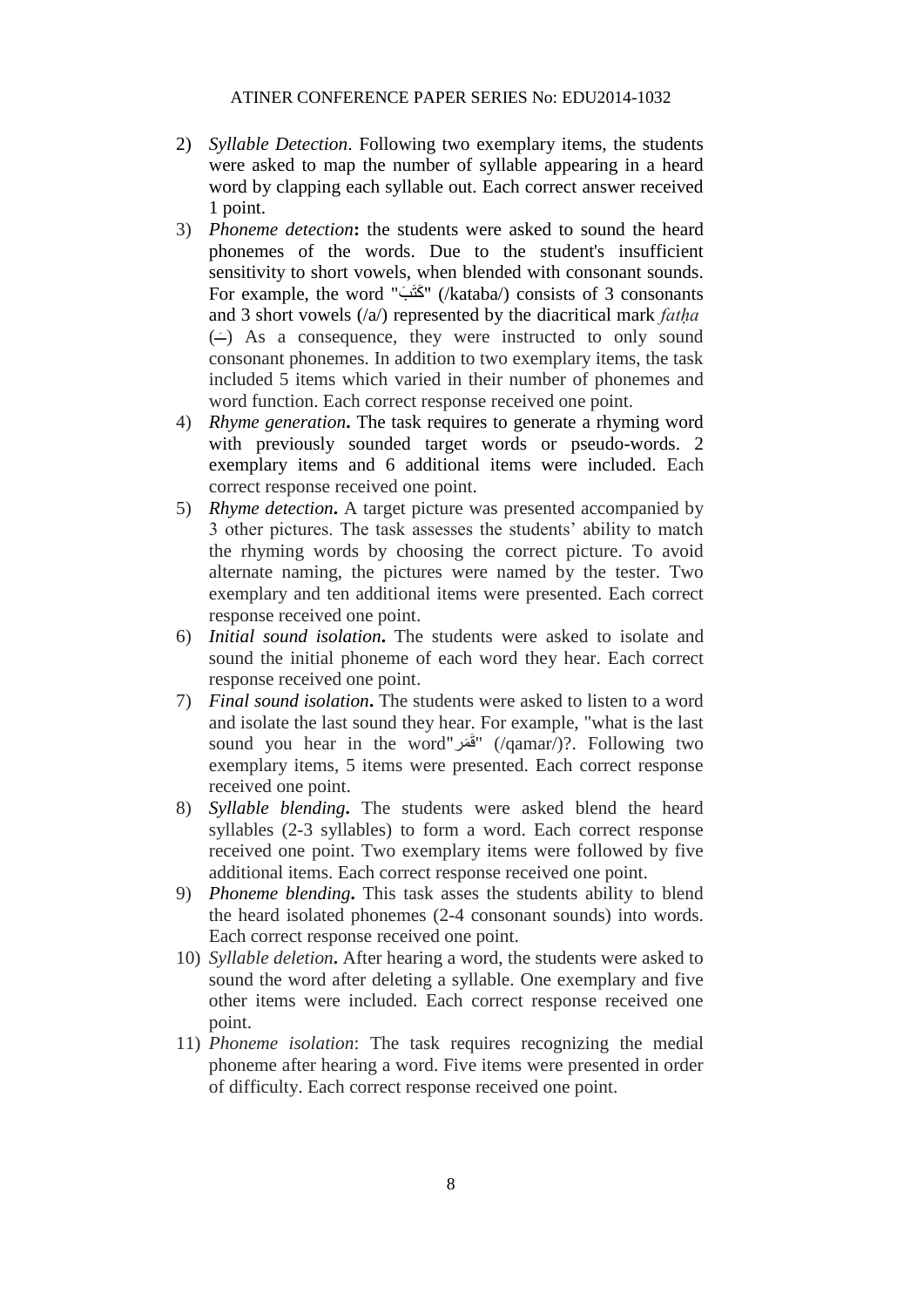2) *Syllable Detection*. Following two exemplary items, the students were asked to map the number of syllable appearing in a heard word by clapping each syllable out. Each correct answer received 1 point.
3) *Phoneme detection*: the students were asked to sound the heard phonemes of the words. Due to the student's insufficient sensitivity to short vowels, when blended with consonant sounds. For example, the word "كَتَبَ" (/kataba/) consists of 3 consonants and 3 short vowels (/a/) represented by the diacritical mark *fatḥa* (ـَ) As a consequence, they were instructed to only sound consonant phonemes. In addition to two exemplary items, the task included 5 items which varied in their number of phonemes and word function. Each correct response received one point.
4) ***Rhyme generation*.** The task requires to generate a rhyming word with previously sounded target words or pseudo-words. 2 exemplary items and 6 additional items were included. Each correct response received one point.
5) ***Rhyme detection*.** A target picture was presented accompanied by 3 other pictures. The task assesses the students' ability to match the rhyming words by choosing the correct picture. To avoid alternate naming, the pictures were named by the tester. Two exemplary and ten additional items were presented. Each correct response received one point.
6) ***Initial sound isolation*.** The students were asked to isolate and sound the initial phoneme of each word they hear. Each correct response received one point.
7) ***Final sound isolation*.** The students were asked to listen to a word and isolate the last sound they hear. For example, "what is the last sound you hear in the word"قَمَر" (/qamar/)?. Following two exemplary items, 5 items were presented. Each correct response received one point.
8) ***Syllable blending*.** The students were asked blend the heard syllables (2-3 syllables) to form a word. Each correct response received one point. Two exemplary items were followed by five additional items. Each correct response received one point.
9) ***Phoneme blending*.** This task asses the students ability to blend the heard isolated phonemes (2-4 consonant sounds) into words. Each correct response received one point.
10) ***Syllable deletion*.** After hearing a word, the students were asked to sound the word after deleting a syllable. One exemplary and five other items were included. Each correct response received one point.
11) *Phoneme isolation*: The task requires recognizing the medial phoneme after hearing a word. Five items were presented in order of difficulty. Each correct response received one point.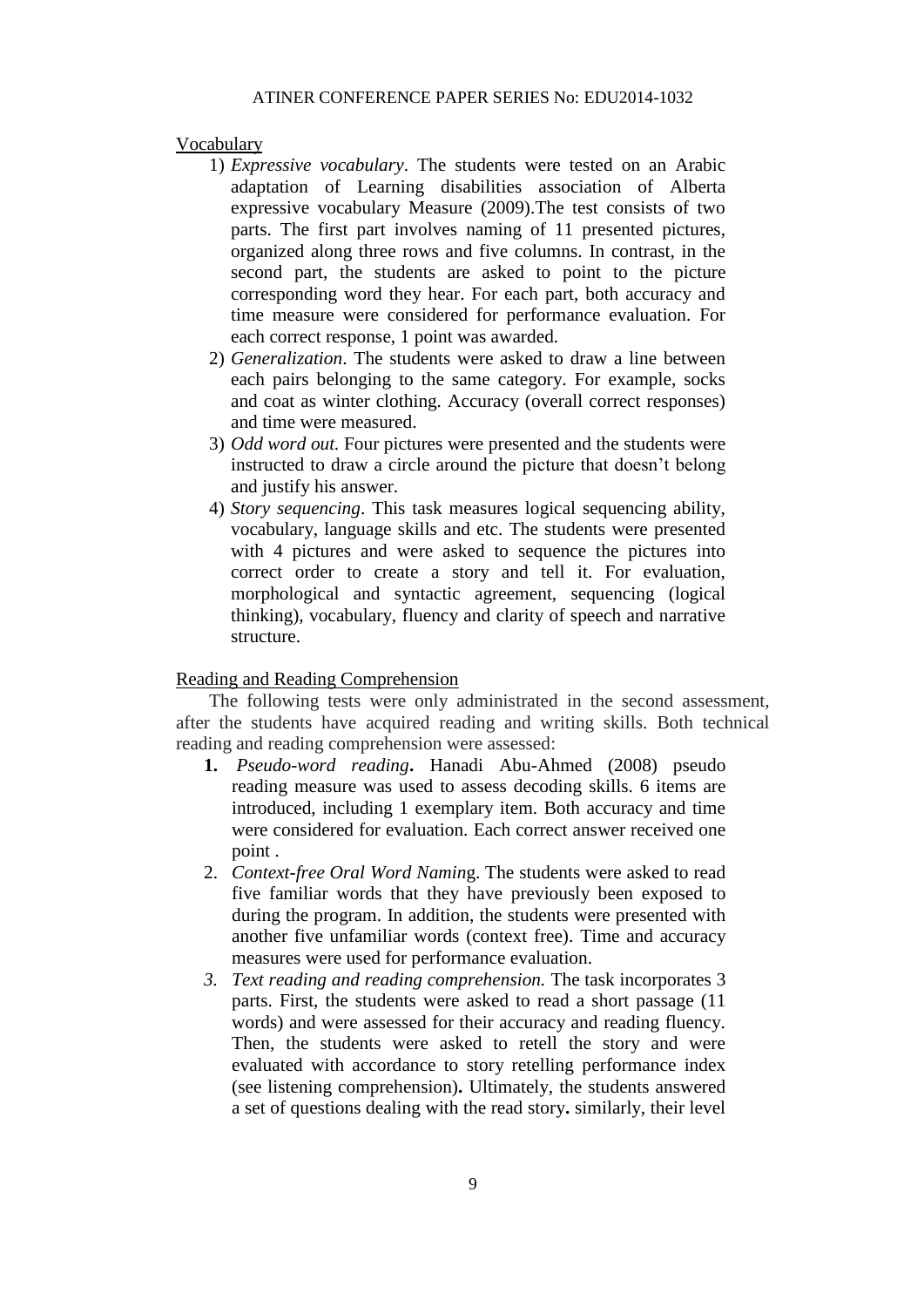Vocabulary

1) *Expressive vocabulary*. The students were tested on an Arabic adaptation of Learning disabilities association of Alberta expressive vocabulary Measure (2009).The test consists of two parts. The first part involves naming of 11 presented pictures, organized along three rows and five columns. In contrast, in the second part, the students are asked to point to the picture corresponding word they hear. For each part, both accuracy and time measure were considered for performance evaluation. For each correct response, 1 point was awarded.
2) *Generalization*. The students were asked to draw a line between each pairs belonging to the same category. For example, socks and coat as winter clothing. Accuracy (overall correct responses) and time were measured.
3) *Odd word out.* Four pictures were presented and the students were instructed to draw a circle around the picture that doesn't belong and justify his answer.
4) *Story sequencing*. This task measures logical sequencing ability, vocabulary, language skills and etc. The students were presented with 4 pictures and were asked to sequence the pictures into correct order to create a story and tell it. For evaluation, morphological and syntactic agreement, sequencing (logical thinking), vocabulary, fluency and clarity of speech and narrative structure.

Reading and Reading Comprehension

The following tests were only administrated in the second assessment, after the students have acquired reading and writing skills. Both technical reading and reading comprehension were assessed:

1. *Pseudo-word reading***.** Hanadi Abu-Ahmed (2008) pseudo reading measure was used to assess decoding skills. 6 items are introduced, including 1 exemplary item. Both accuracy and time were considered for evaluation. Each correct answer received one point .
2. *Context-free Oral Word Namin*g. The students were asked to read five familiar words that they have previously been exposed to during the program. In addition, the students were presented with another five unfamiliar words (context free). Time and accuracy measures were used for performance evaluation.
3. *Text reading and reading comprehension.* The task incorporates 3 parts. First, the students were asked to read a short passage (11 words) and were assessed for their accuracy and reading fluency. Then, the students were asked to retell the story and were evaluated with accordance to story retelling performance index (see listening comprehension)**.** Ultimately, the students answered a set of questions dealing with the read story**.** similarly, their level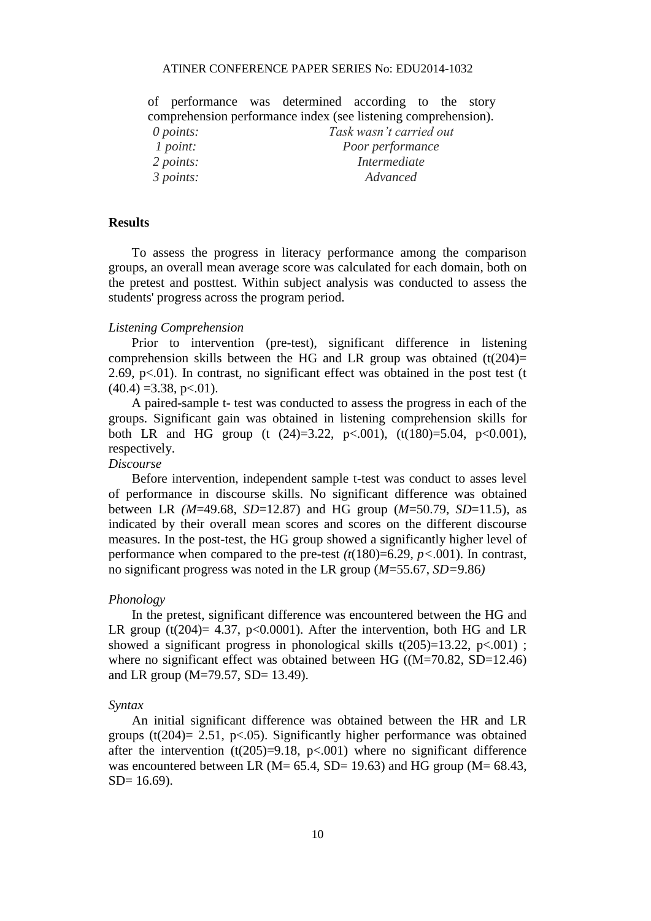of performance was determined according to the story comprehension performance index (see listening comprehension).

| | |
|---|---|
| *0 points:* | *Task wasn't carried out* |
| *1 point:* | *Poor performance* |
| *2 points:* | *Intermediate* |
| *3 points:* | *Advanced* |

## Results

To assess the progress in literacy performance among the comparison groups, an overall mean average score was calculated for each domain, both on the pretest and posttest. Within subject analysis was conducted to assess the students' progress across the program period.

*Listening Comprehension*

Prior to intervention (pre-test), significant difference in listening comprehension skills between the HG and LR group was obtained ($t(204)= 2.69$, $p<.01$). In contrast, no significant effect was obtained in the post test ($t(40.4) =3.38$, $p<.01$).

A paired-sample t- test was conducted to assess the progress in each of the groups. Significant gain was obtained in listening comprehension skills for both LR and HG group ($t(24)=3.22$, $p<.001$), ($t(180)=5.04$, $p<0.001$), respectively.

*Discourse*

Before intervention, independent sample t-test was conduct to asses level of performance in discourse skills. No significant difference was obtained between LR ($M$=49.68, $SD$=12.87) and HG group ($M$=50.79, $SD$=11.5), as indicated by their overall mean scores and scores on the different discourse measures. In the post-test, the HG group showed a significantly higher level of performance when compared to the pre-test ($t(180)=6.29$, $p<.001$). In contrast, no significant progress was noted in the LR group ($M$=55.67, $SD$=9.86)

*Phonology*

In the pretest, significant difference was encountered between the HG and LR group ($t(204)= 4.37$, $p<0.0001$). After the intervention, both HG and LR showed a significant progress in phonological skills $t(205)=13.22$, $p<.001$) ; where no significant effect was obtained between HG ((M=70.82, SD=12.46) and LR group (M=79.57, SD= 13.49).

*Syntax*

An initial significant difference was obtained between the HR and LR groups ($t(204)= 2.51$, $p<.05$). Significantly higher performance was obtained after the intervention ($t(205)=9.18$, $p<.001$) where no significant difference was encountered between LR (M= 65.4, SD= 19.63) and HG group (M= 68.43, SD= 16.69).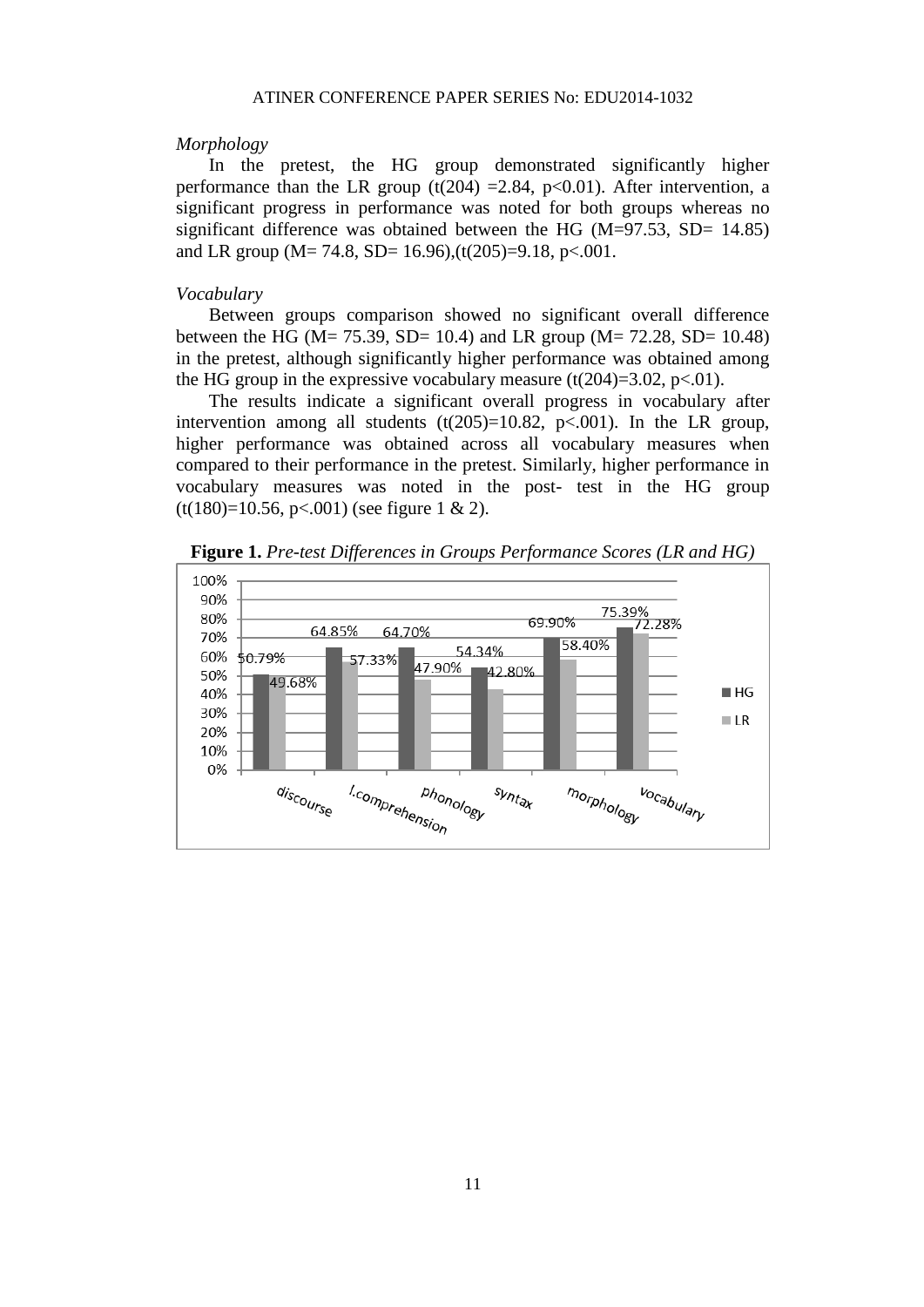*Morphology*

In the pretest, the HG group demonstrated significantly higher performance than the LR group ($t(204) = 2.84$, $p<0.01$). After intervention, a significant progress in performance was noted for both groups whereas no significant difference was obtained between the HG ($M=97.53$, $SD= 14.85$) and LR group ($M= 74.8$, $SD= 16.96$),($t(205)=9.18$, $p<.001$.

*Vocabulary*

Between groups comparison showed no significant overall difference between the HG ($M= 75.39$, $SD= 10.4$) and LR group ($M= 72.28$, $SD= 10.48$) in the pretest, although significantly higher performance was obtained among the HG group in the expressive vocabulary measure ($t(204)=3.02$, $p<.01$).

The results indicate a significant overall progress in vocabulary after intervention among all students ($t(205)=10.82$, $p<.001$). In the LR group, higher performance was obtained across all vocabulary measures when compared to their performance in the pretest. Similarly, higher performance in vocabulary measures was noted in the post- test in the HG group ($t(180)=10.56$, $p<.001$) (see figure 1 & 2).

**Figure 1.** *Pre-test Differences in Groups Performance Scores (LR and HG)*

| | discourse | l.comprehension | phonology | syntax | morphology | vocabulary |
|---|---|---|---|---|---|---|
| HG | 50.79% | 64.85% | 64.70% | 54.34% | 69.90% | 75.39% |
| LR | 49.68% | 57.33% | 47.90% | 42.80% | 58.40% | 72.28% |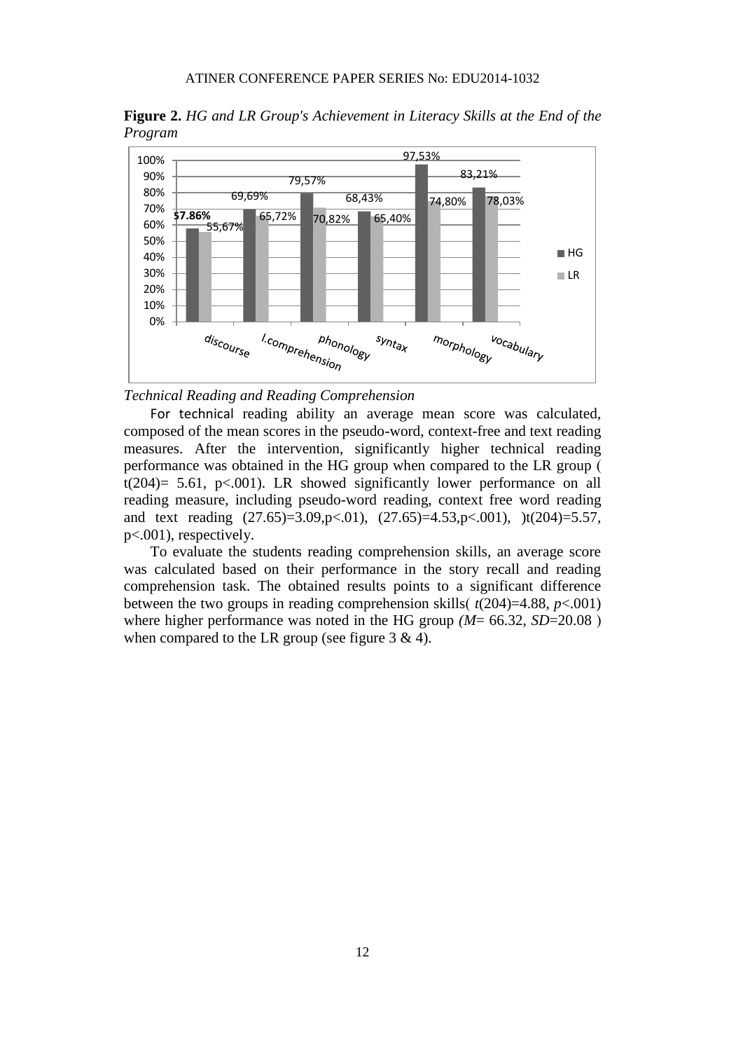**Figure 2.** *HG and LR Group's Achievement in Literacy Skills at the End of the Program*

| | discourse | l.comprehension | phonology | syntax | morphology | vocabulary |
|---|---|---|---|---|---|---|
| HG | 57.86% | 69,69% | 79,57% | 68,43% | 97,53% | 83,21% |
| LR | 55,67% | 65,72% | 70,82% | 65,40% | 74,80% | 78,03% |

*Technical Reading and Reading Comprehension*

For technical reading ability an average mean score was calculated, composed of the mean scores in the pseudo-word, context-free and text reading measures. After the intervention, significantly higher technical reading performance was obtained in the HG group when compared to the LR group ( $t(204)= 5.61$, $p<.001$). LR showed significantly lower performance on all reading measure, including pseudo-word reading, context free word reading and text reading $(27.65)=3.09, p<.01$), $(27.65)=4.53, p<.001$), )$t(204)=5.57$, $p<.001$), respectively.

To evaluate the students reading comprehension skills, an average score was calculated based on their performance in the story recall and reading comprehension task. The obtained results points to a significant difference between the two groups in reading comprehension skills( $t(204)=4.88$, $p<.001$) where higher performance was noted in the HG group ($M$= 66.32, $SD$=20.08 ) when compared to the LR group (see figure 3 & 4).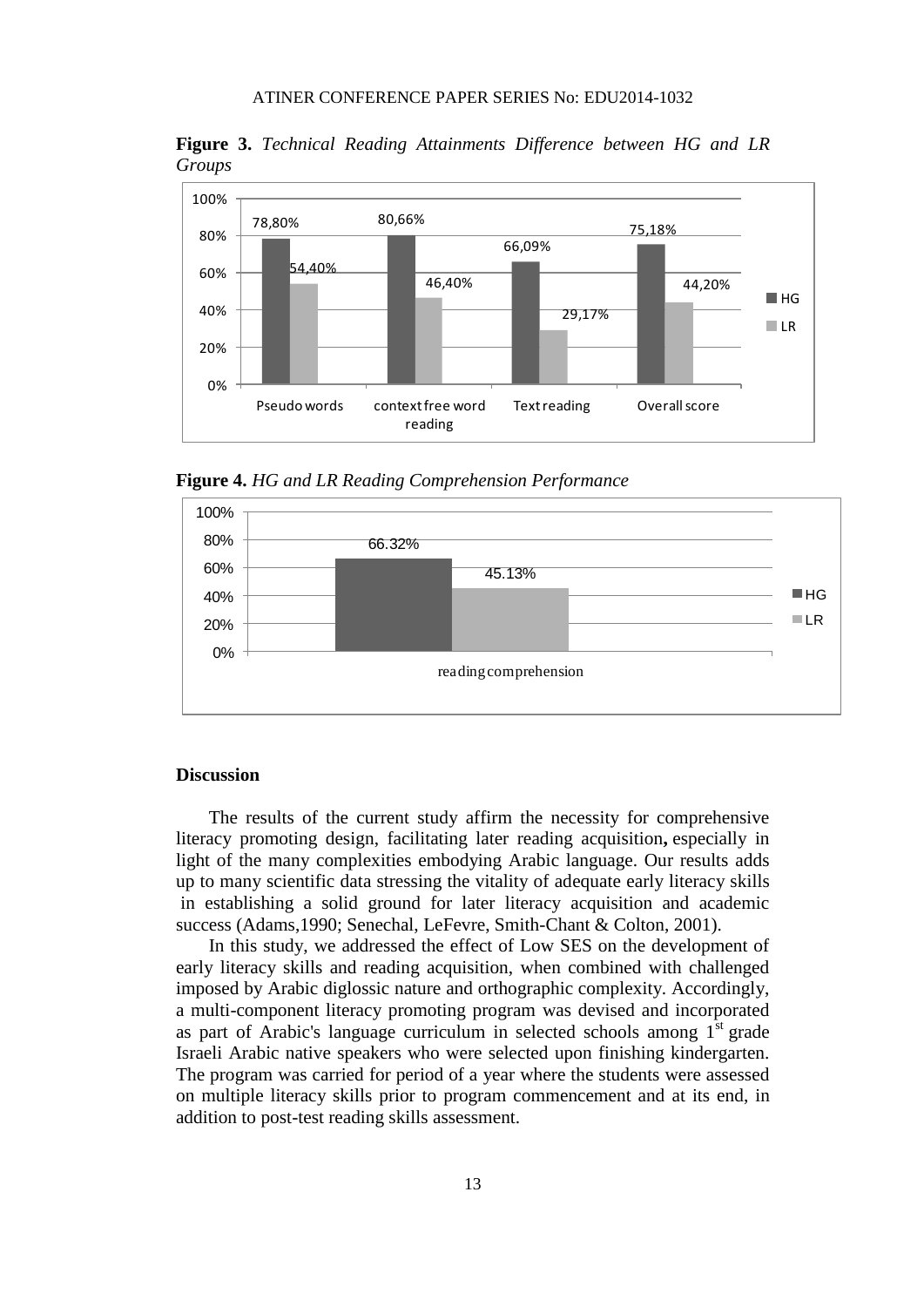**Figure 3.** *Technical Reading Attainments Difference between HG and LR Groups*

| | Pseudo words | context free word reading | Text reading | Overall score |
|---|---|---|---|---|
| HG | 78,80% | 80,66% | 66,09% | 75,18% |
| LR | 54,40% | 46,40% | 29,17% | 44,20% |

**Figure 4.** *HG and LR Reading Comprehension Performance*

| | reading comprehension |
|---|---|
| HG | 66.32% |
| LR | 45.13% |

## Discussion

The results of the current study affirm the necessity for comprehensive literacy promoting design, facilitating later reading acquisition**,** especially in light of the many complexities embodying Arabic language. Our results adds up to many scientific data stressing the vitality of adequate early literacy skills in establishing a solid ground for later literacy acquisition and academic success (Adams,1990; Senechal, LeFevre, Smith-Chant & Colton, 2001).

In this study, we addressed the effect of Low SES on the development of early literacy skills and reading acquisition, when combined with challenged imposed by Arabic diglossic nature and orthographic complexity. Accordingly, a multi-component literacy promoting program was devised and incorporated as part of Arabic's language curriculum in selected schools among 1st grade Israeli Arabic native speakers who were selected upon finishing kindergarten. The program was carried for period of a year where the students were assessed on multiple literacy skills prior to program commencement and at its end, in addition to post-test reading skills assessment.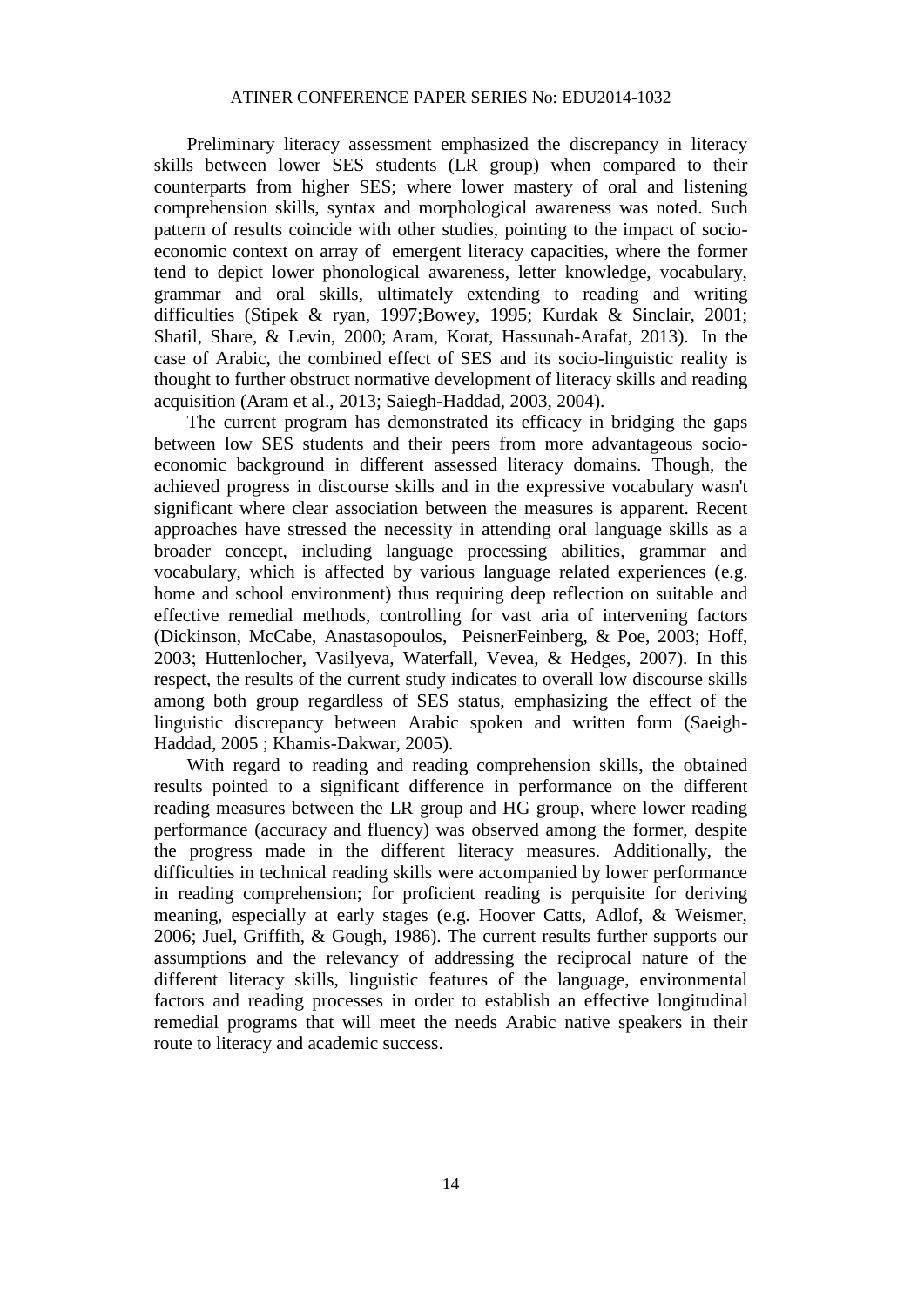Preliminary literacy assessment emphasized the discrepancy in literacy skills between lower SES students (LR group) when compared to their counterparts from higher SES; where lower mastery of oral and listening comprehension skills, syntax and morphological awareness was noted. Such pattern of results coincide with other studies, pointing to the impact of socio-economic context on array of emergent literacy capacities, where the former tend to depict lower phonological awareness, letter knowledge, vocabulary, grammar and oral skills, ultimately extending to reading and writing difficulties (Stipek & ryan, 1997;Bowey, 1995; Kurdak & Sinclair, 2001; Shatil, Share, & Levin, 2000; Aram, Korat, Hassunah-Arafat, 2013). In the case of Arabic, the combined effect of SES and its socio-linguistic reality is thought to further obstruct normative development of literacy skills and reading acquisition (Aram et al., 2013; Saiegh-Haddad, 2003, 2004).

The current program has demonstrated its efficacy in bridging the gaps between low SES students and their peers from more advantageous socio-economic background in different assessed literacy domains. Though, the achieved progress in discourse skills and in the expressive vocabulary wasn't significant where clear association between the measures is apparent. Recent approaches have stressed the necessity in attending oral language skills as a broader concept, including language processing abilities, grammar and vocabulary, which is affected by various language related experiences (e.g. home and school environment) thus requiring deep reflection on suitable and effective remedial methods, controlling for vast aria of intervening factors (Dickinson, McCabe, Anastasopoulos, PeisnerFeinberg, & Poe, 2003; Hoff, 2003; Huttenlocher, Vasilyeva, Waterfall, Vevea, & Hedges, 2007). In this respect, the results of the current study indicates to overall low discourse skills among both group regardless of SES status, emphasizing the effect of the linguistic discrepancy between Arabic spoken and written form (Saeigh-Haddad, 2005 ; Khamis-Dakwar, 2005).

With regard to reading and reading comprehension skills, the obtained results pointed to a significant difference in performance on the different reading measures between the LR group and HG group, where lower reading performance (accuracy and fluency) was observed among the former, despite the progress made in the different literacy measures. Additionally, the difficulties in technical reading skills were accompanied by lower performance in reading comprehension; for proficient reading is perquisite for deriving meaning, especially at early stages (e.g. Hoover Catts, Adlof, & Weismer, 2006; Juel, Griffith, & Gough, 1986). The current results further supports our assumptions and the relevancy of addressing the reciprocal nature of the different literacy skills, linguistic features of the language, environmental factors and reading processes in order to establish an effective longitudinal remedial programs that will meet the needs Arabic native speakers in their route to literacy and academic success.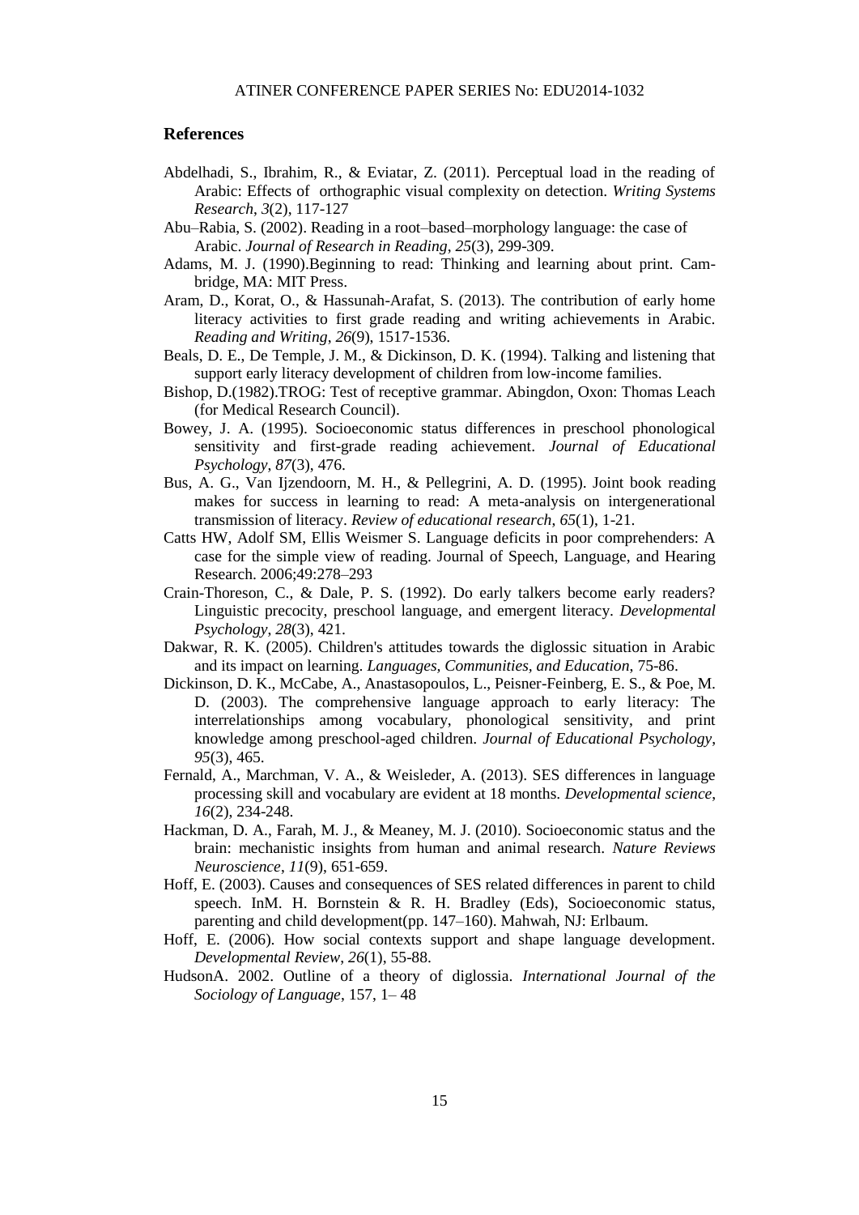## References

Abdelhadi, S., Ibrahim, R., & Eviatar, Z. (2011). Perceptual load in the reading of Arabic: Effects of orthographic visual complexity on detection. *Writing Systems Research*, *3*(2), 117-127

Abu–Rabia, S. (2002). Reading in a root–based–morphology language: the case of Arabic. *Journal of Research in Reading*, *25*(3), 299-309.

Adams, M. J. (1990).Beginning to read: Thinking and learning about print. Cambridge, MA: MIT Press.

Aram, D., Korat, O., & Hassunah-Arafat, S. (2013). The contribution of early home literacy activities to first grade reading and writing achievements in Arabic. *Reading and Writing*, *26*(9), 1517-1536.

Beals, D. E., De Temple, J. M., & Dickinson, D. K. (1994). Talking and listening that support early literacy development of children from low-income families.

Bishop, D.(1982).TROG: Test of receptive grammar. Abingdon, Oxon: Thomas Leach (for Medical Research Council).

Bowey, J. A. (1995). Socioeconomic status differences in preschool phonological sensitivity and first-grade reading achievement. *Journal of Educational Psychology*, *87*(3), 476.

Bus, A. G., Van Ijzendoorn, M. H., & Pellegrini, A. D. (1995). Joint book reading makes for success in learning to read: A meta-analysis on intergenerational transmission of literacy. *Review of educational research*, *65*(1), 1-21.

Catts HW, Adolf SM, Ellis Weismer S. Language deficits in poor comprehenders: A case for the simple view of reading. Journal of Speech, Language, and Hearing Research. 2006;49:278–293

Crain-Thoreson, C., & Dale, P. S. (1992). Do early talkers become early readers? Linguistic precocity, preschool language, and emergent literacy. *Developmental Psychology*, *28*(3), 421.

Dakwar, R. K. (2005). Children's attitudes towards the diglossic situation in Arabic and its impact on learning. *Languages, Communities, and Education*, 75-86.

Dickinson, D. K., McCabe, A., Anastasopoulos, L., Peisner-Feinberg, E. S., & Poe, M. D. (2003). The comprehensive language approach to early literacy: The interrelationships among vocabulary, phonological sensitivity, and print knowledge among preschool-aged children. *Journal of Educational Psychology*, *95*(3), 465.

Fernald, A., Marchman, V. A., & Weisleder, A. (2013). SES differences in language processing skill and vocabulary are evident at 18 months. *Developmental science*, *16*(2), 234-248.

Hackman, D. A., Farah, M. J., & Meaney, M. J. (2010). Socioeconomic status and the brain: mechanistic insights from human and animal research. *Nature Reviews Neuroscience*, *11*(9), 651-659.

Hoff, E. (2003). Causes and consequences of SES related differences in parent to child speech. InM. H. Bornstein & R. H. Bradley (Eds), Socioeconomic status, parenting and child development(pp. 147–160). Mahwah, NJ: Erlbaum.

Hoff, E. (2006). How social contexts support and shape language development. *Developmental Review*, *26*(1), 55-88.

HudsonA. 2002. Outline of a theory of diglossia. *International Journal of the Sociology of Language*, 157, 1– 48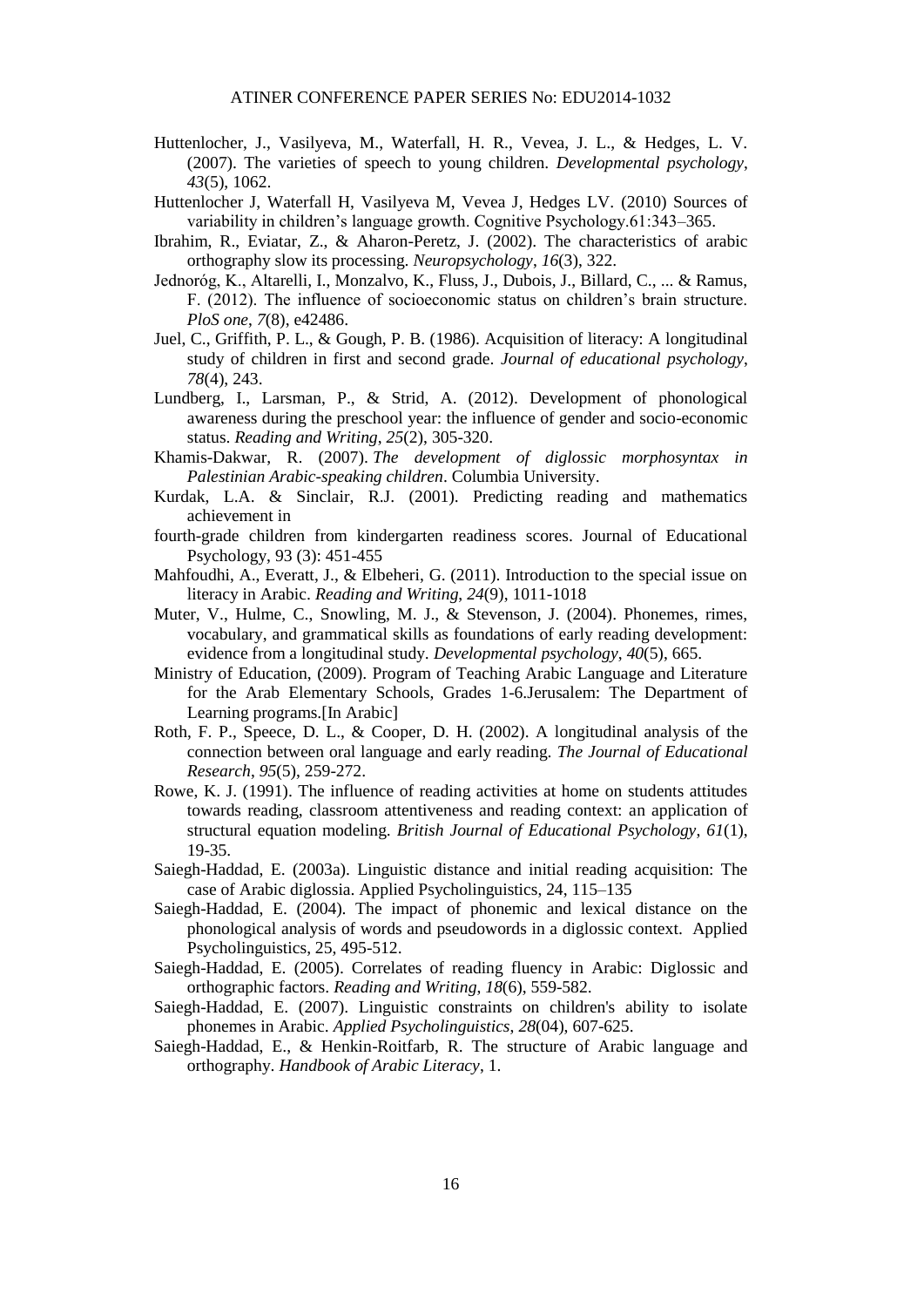Huttenlocher, J., Vasilyeva, M., Waterfall, H. R., Vevea, J. L., & Hedges, L. V. (2007). The varieties of speech to young children. *Developmental psychology*, *43*(5), 1062.

Huttenlocher J, Waterfall H, Vasilyeva M, Vevea J, Hedges LV. (2010) Sources of variability in children's language growth. Cognitive Psychology.61:343–365.

Ibrahim, R., Eviatar, Z., & Aharon-Peretz, J. (2002). The characteristics of arabic orthography slow its processing. *Neuropsychology*, *16*(3), 322.

Jednoróg, K., Altarelli, I., Monzalvo, K., Fluss, J., Dubois, J., Billard, C., ... & Ramus, F. (2012). The influence of socioeconomic status on children's brain structure. *PloS one*, *7*(8), e42486.

Juel, C., Griffith, P. L., & Gough, P. B. (1986). Acquisition of literacy: A longitudinal study of children in first and second grade. *Journal of educational psychology*, *78*(4), 243.

Lundberg, I., Larsman, P., & Strid, A. (2012). Development of phonological awareness during the preschool year: the influence of gender and socio-economic status. *Reading and Writing*, *25*(2), 305-320.

Khamis-Dakwar, R. (2007). *The development of diglossic morphosyntax in Palestinian Arabic-speaking children*. Columbia University.

Kurdak, L.A. & Sinclair, R.J. (2001). Predicting reading and mathematics achievement in

fourth-grade children from kindergarten readiness scores. Journal of Educational Psychology, 93 (3): 451-455

Mahfoudhi, A., Everatt, J., & Elbeheri, G. (2011). Introduction to the special issue on literacy in Arabic. *Reading and Writing*, *24*(9), 1011-1018

Muter, V., Hulme, C., Snowling, M. J., & Stevenson, J. (2004). Phonemes, rimes, vocabulary, and grammatical skills as foundations of early reading development: evidence from a longitudinal study. *Developmental psychology*, *40*(5), 665.

Ministry of Education, (2009). Program of Teaching Arabic Language and Literature for the Arab Elementary Schools, Grades 1-6.Jerusalem: The Department of Learning programs.[In Arabic]

Roth, F. P., Speece, D. L., & Cooper, D. H. (2002). A longitudinal analysis of the connection between oral language and early reading. *The Journal of Educational Research*, *95*(5), 259-272.

Rowe, K. J. (1991). The influence of reading activities at home on students attitudes towards reading, classroom attentiveness and reading context: an application of structural equation modeling. *British Journal of Educational Psychology*, *61*(1), 19-35.

Saiegh-Haddad, E. (2003a). Linguistic distance and initial reading acquisition: The case of Arabic diglossia. Applied Psycholinguistics, 24, 115–135

Saiegh-Haddad, E. (2004). The impact of phonemic and lexical distance on the phonological analysis of words and pseudowords in a diglossic context. Applied Psycholinguistics, 25, 495-512.

Saiegh-Haddad, E. (2005). Correlates of reading fluency in Arabic: Diglossic and orthographic factors. *Reading and Writing*, *18*(6), 559-582.

Saiegh-Haddad, E. (2007). Linguistic constraints on children's ability to isolate phonemes in Arabic. *Applied Psycholinguistics*, *28*(04), 607-625.

Saiegh-Haddad, E., & Henkin-Roitfarb, R. The structure of Arabic language and orthography. *Handbook of Arabic Literacy*, 1.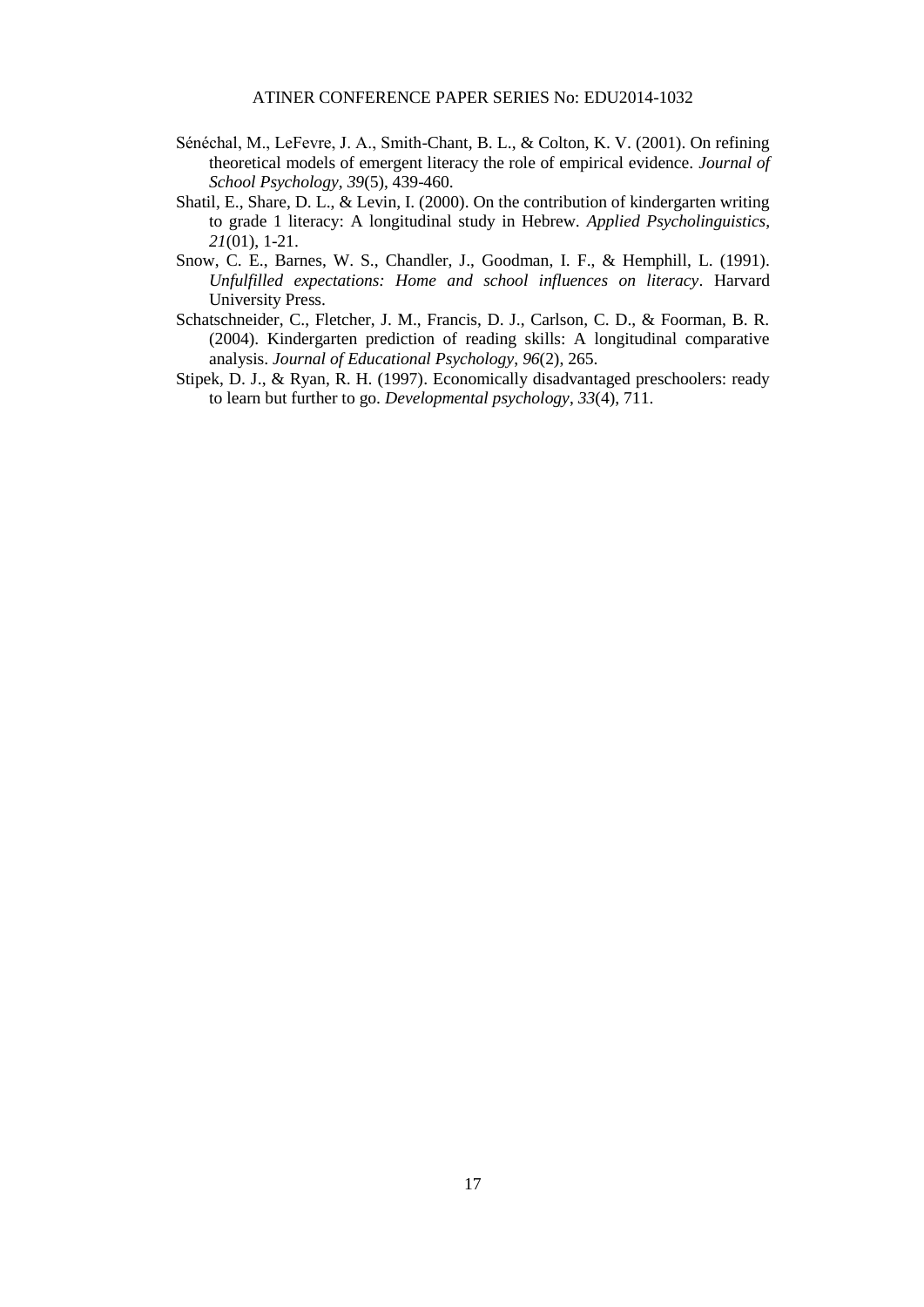Sénéchal, M., LeFevre, J. A., Smith-Chant, B. L., & Colton, K. V. (2001). On refining theoretical models of emergent literacy the role of empirical evidence. *Journal of School Psychology*, *39*(5), 439-460.

Shatil, E., Share, D. L., & Levin, I. (2000). On the contribution of kindergarten writing to grade 1 literacy: A longitudinal study in Hebrew. *Applied Psycholinguistics*, *21*(01), 1-21.

Snow, C. E., Barnes, W. S., Chandler, J., Goodman, I. F., & Hemphill, L. (1991). *Unfulfilled expectations: Home and school influences on literacy*. Harvard University Press.

Schatschneider, C., Fletcher, J. M., Francis, D. J., Carlson, C. D., & Foorman, B. R. (2004). Kindergarten prediction of reading skills: A longitudinal comparative analysis. *Journal of Educational Psychology*, *96*(2), 265.

Stipek, D. J., & Ryan, R. H. (1997). Economically disadvantaged preschoolers: ready to learn but further to go. *Developmental psychology*, *33*(4), 711.